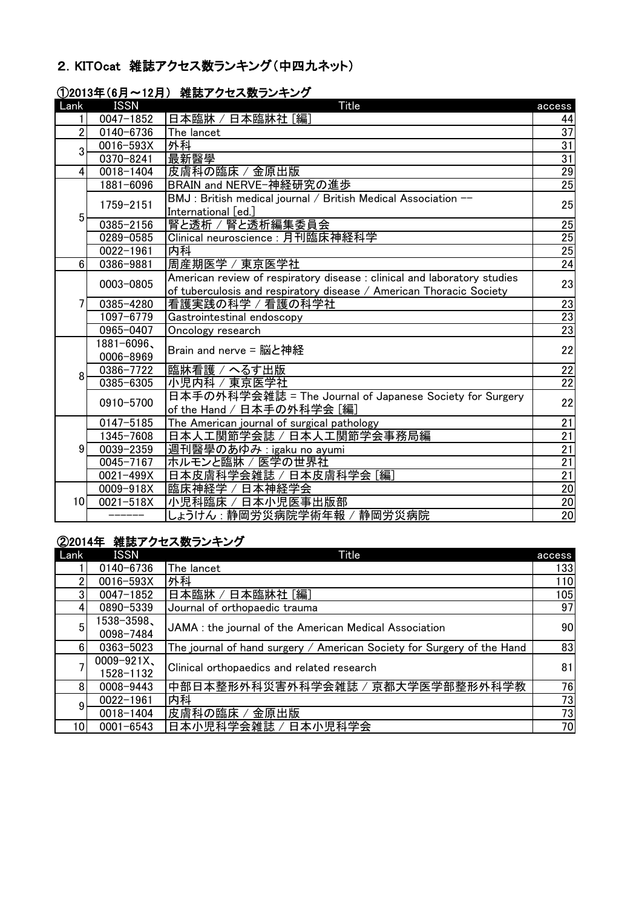## 2. KITOcat 雑誌アクセス数ランキング（中四九ネット）

### ①2013年（6月～12月） 雑誌アクセス数ランキング

| Lank | ISSN | Title | access |
|---|---|---|---|
| 1 | 0047-1852 | 日本臨牀 / 日本臨牀社 [編] | 44 |
| 2 | 0140-6736 | The lancet | 37 |
| 3 | 0016-593X | 外科 | 31 |
| | 0370-8241 | 最新醫學 | 31 |
| 4 | 0018-1404 | 皮膚科の臨床 / 金原出版 | 29 |
| 5 | 1881-6096 | BRAIN and NERVE-神経研究の進歩 | 25 |
| | 1759-2151 | BMJ : British medical journal / British Medical Association -- International [ed.] | 25 |
| | 0385-2156 | 腎と透析 / 腎と透析編集委員会 | 25 |
| | 0289-0585 | Clinical neuroscience : 月刊臨床神経科学 | 25 |
| | 0022-1961 | 内科 | 25 |
| 6 | 0386-9881 | 周産期医学 / 東京医学社 | 24 |
| 7 | 0003-0805 | American review of respiratory disease : clinical and laboratory studies of tuberculosis and respiratory disease / American Thoracic Society | 23 |
| | 0385-4280 | 看護実践の科学 / 看護の科学社 | 23 |
| | 1097-6779 | Gastrointestinal endoscopy | 23 |
| | 0965-0407 | Oncology research | 23 |
| 8 | 1881-6096、0006-8969 | Brain and nerve = 脳と神経 | 22 |
| | 0386-7722 | 臨牀看護 / へるす出版 | 22 |
| | 0385-6305 | 小児内科 / 東京医学社 | 22 |
| | 0910-5700 | 日本手の外科学会雑誌 = The Journal of Japanese Society for Surgery of the Hand / 日本手の外科学会 [編] | 22 |
| 9 | 0147-5185 | The American journal of surgical pathology | 21 |
| | 1345-7608 | 日本人工関節学会誌 / 日本人工関節学会事務局編 | 21 |
| | 0039-2359 | 週刊醫學のあゆみ : igaku no ayumi | 21 |
| | 0045-7167 | ホルモンと臨牀 / 医学の世界社 | 21 |
| | 0021-499X | 日本皮膚科学会雑誌 / 日本皮膚科学会 [編] | 21 |
| 10 | 0009-918X | 臨床神経学 / 日本神経学会 | 20 |
| | 0021-518X | 小児科臨床 / 日本小児医事出版部 | 20 |
| | ------ | しょうけん : 静岡労災病院学術年報 / 静岡労災病院 | 20 |

### ②2014年 雑誌アクセス数ランキング

| Lank | ISSN | Title | access |
|---|---|---|---|
| 1 | 0140-6736 | The lancet | 133 |
| 2 | 0016-593X | 外科 | 110 |
| 3 | 0047-1852 | 日本臨牀 / 日本臨牀社 [編] | 105 |
| 4 | 0890-5339 | Journal of orthopaedic trauma | 97 |
| 5 | 1538-3598、0098-7484 | JAMA : the journal of the American Medical Association | 90 |
| 6 | 0363-5023 | The journal of hand surgery / American Society for Surgery of the Hand | 83 |
| 7 | 0009-921X、1528-1132 | Clinical orthopaedics and related research | 81 |
| 8 | 0008-9443 | 中部日本整形外科災害外科学会雑誌 / 京都大学医学部整形外科学教 | 76 |
| 9 | 0022-1961 | 内科 | 73 |
| | 0018-1404 | 皮膚科の臨床 / 金原出版 | 73 |
| 10 | 0001-6543 | 日本小児科学会雑誌 / 日本小児科学会 | 70 |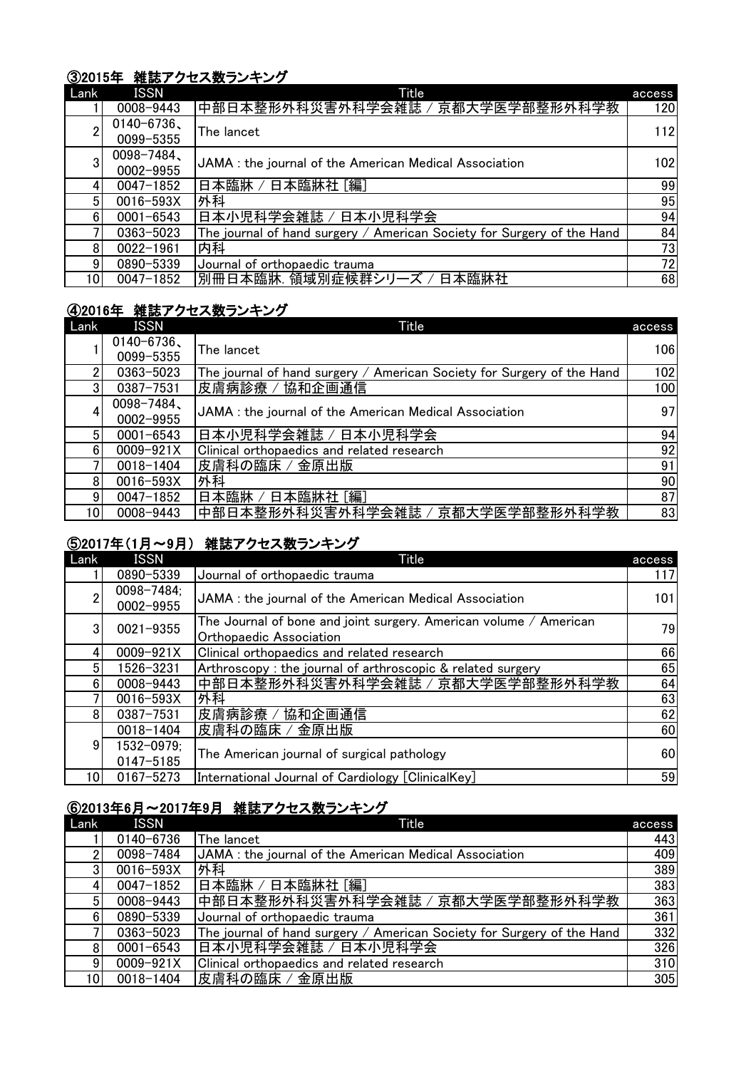### ③2015年　雑誌アクセス数ランキング

| Lank | ISSN | Title | access |
|---|---|---|---|
| 1 | 0008-9443 | 中部日本整形外科災害外科学会雑誌 / 京都大学医学部整形外科学教 | 120 |
| 2 | 0140-6736、0099-5355 | The lancet | 112 |
| 3 | 0098-7484、0002-9955 | JAMA : the journal of the American Medical Association | 102 |
| 4 | 0047-1852 | 日本臨牀 / 日本臨牀社 [編] | 99 |
| 5 | 0016-593X | 外科 | 95 |
| 6 | 0001-6543 | 日本小児科学会雑誌 / 日本小児科学会 | 94 |
| 7 | 0363-5023 | The journal of hand surgery / American Society for Surgery of the Hand | 84 |
| 8 | 0022-1961 | 内科 | 73 |
| 9 | 0890-5339 | Journal of orthopaedic trauma | 72 |
| 10 | 0047-1852 | 別冊日本臨牀. 領域別症候群シリーズ / 日本臨牀社 | 68 |

### ④2016年　雑誌アクセス数ランキング

| Lank | ISSN | Title | access |
|---|---|---|---|
| 1 | 0140-6736、0099-5355 | The lancet | 106 |
| 2 | 0363-5023 | The journal of hand surgery / American Society for Surgery of the Hand | 102 |
| 3 | 0387-7531 | 皮膚病診療 / 協和企画通信 | 100 |
| 4 | 0098-7484、0002-9955 | JAMA : the journal of the American Medical Association | 97 |
| 5 | 0001-6543 | 日本小児科学会雑誌 / 日本小児科学会 | 94 |
| 6 | 0009-921X | Clinical orthopaedics and related research | 92 |
| 7 | 0018-1404 | 皮膚科の臨床 / 金原出版 | 91 |
| 8 | 0016-593X | 外科 | 90 |
| 9 | 0047-1852 | 日本臨牀 / 日本臨牀社 [編] | 87 |
| 10 | 0008-9443 | 中部日本整形外科災害外科学会雑誌 / 京都大学医学部整形外科学教 | 83 |

### ⑤2017年（1月～9月）　雑誌アクセス数ランキング

| Lank | ISSN | Title | access |
|---|---|---|---|
| 1 | 0890-5339 | Journal of orthopaedic trauma | 117 |
| 2 | 0098-7484; 0002-9955 | JAMA : the journal of the American Medical Association | 101 |
| 3 | 0021-9355 | The Journal of bone and joint surgery. American volume / American Orthopaedic Association | 79 |
| 4 | 0009-921X | Clinical orthopaedics and related research | 66 |
| 5 | 1526-3231 | Arthroscopy : the journal of arthroscopic & related surgery | 65 |
| 6 | 0008-9443 | 中部日本整形外科災害外科学会雑誌 / 京都大学医学部整形外科学教 | 64 |
| 7 | 0016-593X | 外科 | 63 |
| 8 | 0387-7531 | 皮膚病診療 / 協和企画通信 | 62 |
| 9 | 0018-1404 | 皮膚科の臨床 / 金原出版 | 60 |
| 9 | 1532-0979; 0147-5185 | The American journal of surgical pathology | 60 |
| 10 | 0167-5273 | International Journal of Cardiology [ClinicalKey] | 59 |

### ⑥2013年6月～2017年9月　雑誌アクセス数ランキング

| Lank | ISSN | Title | access |
|---|---|---|---|
| 1 | 0140-6736 | The lancet | 443 |
| 2 | 0098-7484 | JAMA : the journal of the American Medical Association | 409 |
| 3 | 0016-593X | 外科 | 389 |
| 4 | 0047-1852 | 日本臨牀 / 日本臨牀社 [編] | 383 |
| 5 | 0008-9443 | 中部日本整形外科災害外科学会雑誌 / 京都大学医学部整形外科学教 | 363 |
| 6 | 0890-5339 | Journal of orthopaedic trauma | 361 |
| 7 | 0363-5023 | The journal of hand surgery / American Society for Surgery of the Hand | 332 |
| 8 | 0001-6543 | 日本小児科学会雑誌 / 日本小児科学会 | 326 |
| 9 | 0009-921X | Clinical orthopaedics and related research | 310 |
| 10 | 0018-1404 | 皮膚科の臨床 / 金原出版 | 305 |